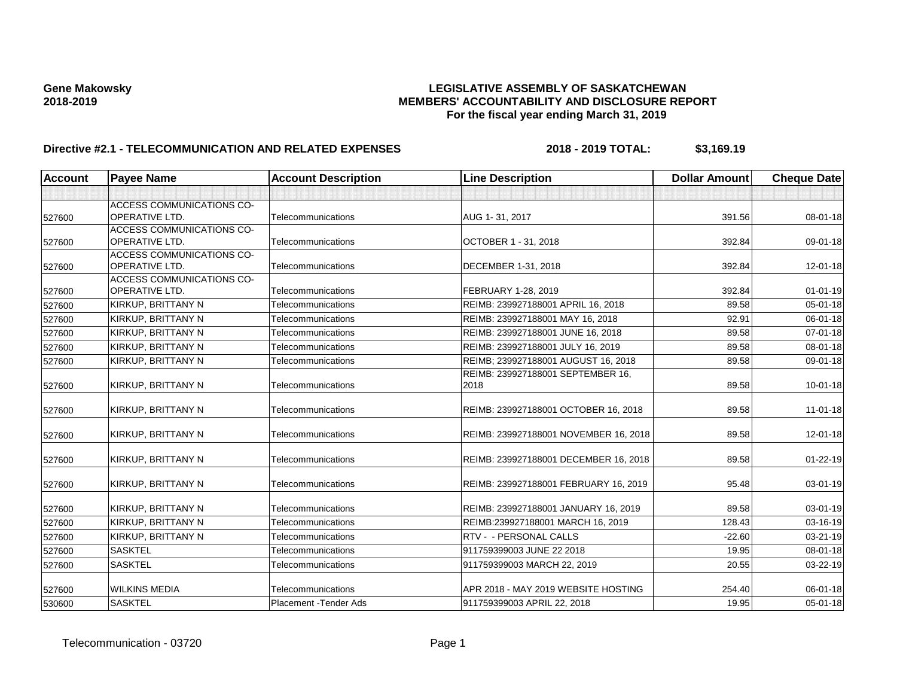**Gene Makowsky**
**2018-2019**

# LEGISLATIVE ASSEMBLY OF SASKATCHEWAN
## MEMBERS' ACCOUNTABILITY AND DISCLOSURE REPORT
### For the fiscal year ending March 31, 2019

**Directive #2.1 - TELECOMMUNICATION AND RELATED EXPENSES** **2018 - 2019 TOTAL: $3,169.19**

| Account | Payee Name | Account Description | Line Description | Dollar Amount | Cheque Date |
|---|---|---|---|---|---|
| | | | | | |
| 527600 | ACCESS COMMUNICATIONS CO-OPERATIVE LTD. | Telecommunications | AUG 1- 31, 2017 | 391.56 | 08-01-18 |
| 527600 | ACCESS COMMUNICATIONS CO-OPERATIVE LTD. | Telecommunications | OCTOBER 1 - 31, 2018 | 392.84 | 09-01-18 |
| 527600 | ACCESS COMMUNICATIONS CO-OPERATIVE LTD. | Telecommunications | DECEMBER 1-31, 2018 | 392.84 | 12-01-18 |
| 527600 | ACCESS COMMUNICATIONS CO-OPERATIVE LTD. | Telecommunications | FEBRUARY 1-28, 2019 | 392.84 | 01-01-19 |
| 527600 | KIRKUP, BRITTANY N | Telecommunications | REIMB: 239927188001 APRIL 16, 2018 | 89.58 | 05-01-18 |
| 527600 | KIRKUP, BRITTANY N | Telecommunications | REIMB: 239927188001 MAY 16, 2018 | 92.91 | 06-01-18 |
| 527600 | KIRKUP, BRITTANY N | Telecommunications | REIMB: 239927188001 JUNE 16, 2018 | 89.58 | 07-01-18 |
| 527600 | KIRKUP, BRITTANY N | Telecommunications | REIMB: 239927188001 JULY 16, 2019 | 89.58 | 08-01-18 |
| 527600 | KIRKUP, BRITTANY N | Telecommunications | REIMB; 239927188001 AUGUST 16, 2018 | 89.58 | 09-01-18 |
| 527600 | KIRKUP, BRITTANY N | Telecommunications | REIMB: 239927188001 SEPTEMBER 16, 2018 | 89.58 | 10-01-18 |
| 527600 | KIRKUP, BRITTANY N | Telecommunications | REIMB: 239927188001 OCTOBER 16, 2018 | 89.58 | 11-01-18 |
| 527600 | KIRKUP, BRITTANY N | Telecommunications | REIMB: 239927188001 NOVEMBER 16, 2018 | 89.58 | 12-01-18 |
| 527600 | KIRKUP, BRITTANY N | Telecommunications | REIMB: 239927188001 DECEMBER 16, 2018 | 89.58 | 01-22-19 |
| 527600 | KIRKUP, BRITTANY N | Telecommunications | REIMB: 239927188001 FEBRUARY 16, 2019 | 95.48 | 03-01-19 |
| 527600 | KIRKUP, BRITTANY N | Telecommunications | REIMB: 239927188001 JANUARY 16, 2019 | 89.58 | 03-01-19 |
| 527600 | KIRKUP, BRITTANY N | Telecommunications | REIMB:239927188001 MARCH 16, 2019 | 128.43 | 03-16-19 |
| 527600 | KIRKUP, BRITTANY N | Telecommunications | RTV - - PERSONAL CALLS | -22.60 | 03-21-19 |
| 527600 | SASKTEL | Telecommunications | 911759399003 JUNE 22 2018 | 19.95 | 08-01-18 |
| 527600 | SASKTEL | Telecommunications | 911759399003 MARCH 22, 2019 | 20.55 | 03-22-19 |
| 527600 | WILKINS MEDIA | Telecommunications | APR 2018 - MAY 2019 WEBSITE HOSTING | 254.40 | 06-01-18 |
| 530600 | SASKTEL | Placement -Tender Ads | 911759399003 APRIL 22, 2018 | 19.95 | 05-01-18 |

Telecommunication - 03720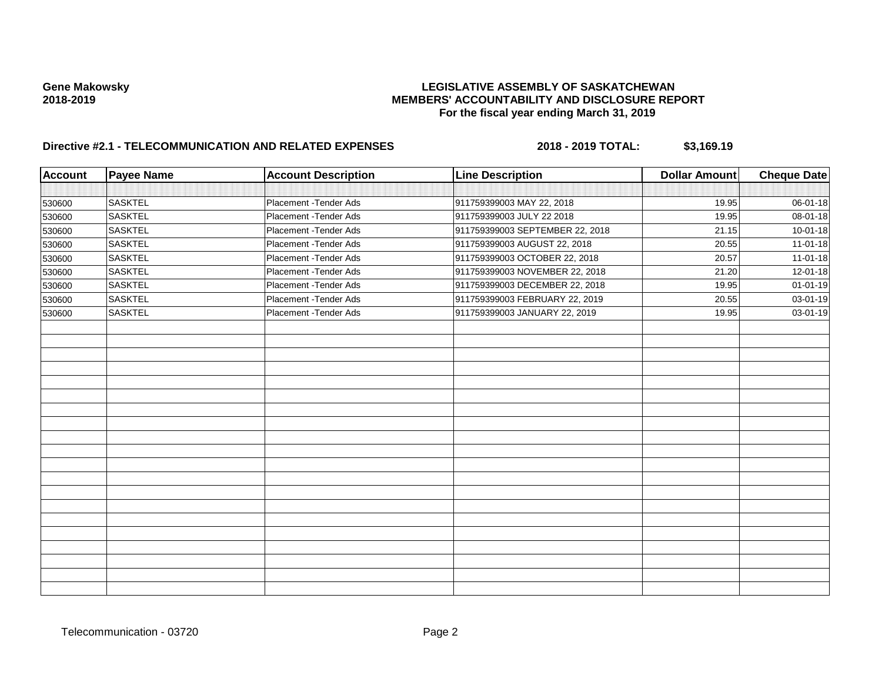**Gene Makowsky**
**2018-2019**

**LEGISLATIVE ASSEMBLY OF SASKATCHEWAN**
**MEMBERS' ACCOUNTABILITY AND DISCLOSURE REPORT**
**For the fiscal year ending March 31, 2019**

**Directive #2.1 - TELECOMMUNICATION AND RELATED EXPENSES** **2018 - 2019 TOTAL: $3,169.19**

| Account | Payee Name | Account Description | Line Description | Dollar Amount | Cheque Date |
|---|---|---|---|---|---|
| | | | | | |
| 530600 | SASKTEL | Placement -Tender Ads | 911759399003 MAY 22, 2018 | 19.95 | 06-01-18 |
| 530600 | SASKTEL | Placement -Tender Ads | 911759399003 JULY 22 2018 | 19.95 | 08-01-18 |
| 530600 | SASKTEL | Placement -Tender Ads | 911759399003 SEPTEMBER 22, 2018 | 21.15 | 10-01-18 |
| 530600 | SASKTEL | Placement -Tender Ads | 911759399003 AUGUST 22, 2018 | 20.55 | 11-01-18 |
| 530600 | SASKTEL | Placement -Tender Ads | 911759399003 OCTOBER 22, 2018 | 20.57 | 11-01-18 |
| 530600 | SASKTEL | Placement -Tender Ads | 911759399003 NOVEMBER 22, 2018 | 21.20 | 12-01-18 |
| 530600 | SASKTEL | Placement -Tender Ads | 911759399003 DECEMBER 22, 2018 | 19.95 | 01-01-19 |
| 530600 | SASKTEL | Placement -Tender Ads | 911759399003 FEBRUARY 22, 2019 | 20.55 | 03-01-19 |
| 530600 | SASKTEL | Placement -Tender Ads | 911759399003 JANUARY 22, 2019 | 19.95 | 03-01-19 |

Telecommunication - 03720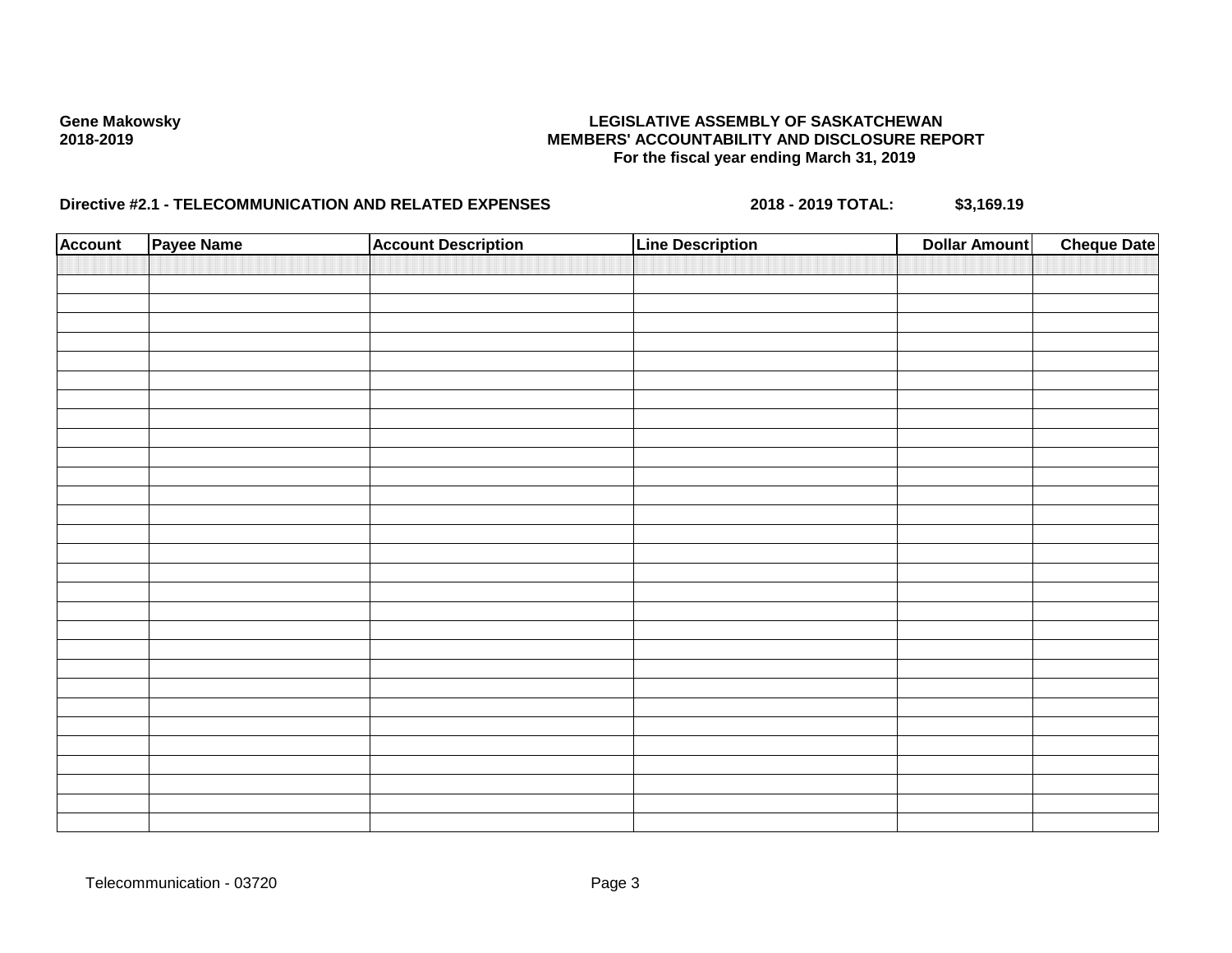**Gene Makowsky**
**2018-2019**

**LEGISLATIVE ASSEMBLY OF SASKATCHEWAN**
**MEMBERS' ACCOUNTABILITY AND DISCLOSURE REPORT**
**For the fiscal year ending March 31, 2019**

**Directive #2.1 - TELECOMMUNICATION AND RELATED EXPENSES** **2018 - 2019 TOTAL: $3,169.19**

| Account | Payee Name | Account Description | Line Description | Dollar Amount | Cheque Date |
|---|---|---|---|---|---|
| | | | | | |

Telecommunication - 03720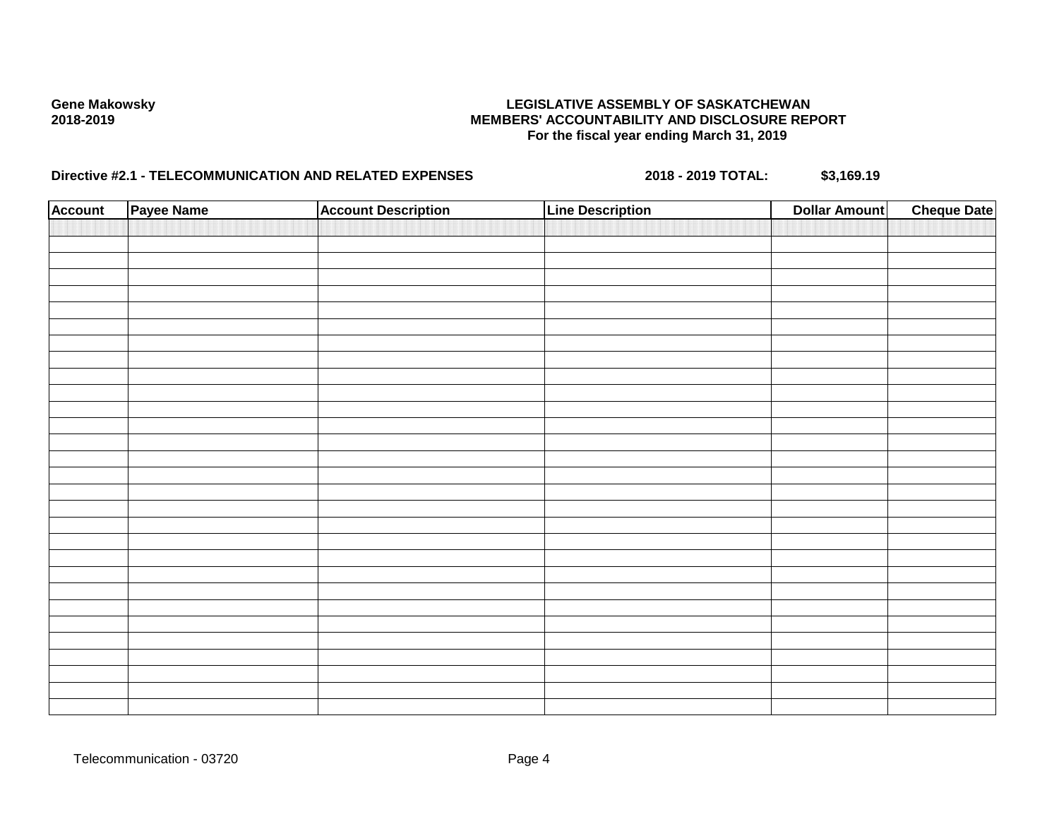**Gene Makowsky**
**2018-2019**

**LEGISLATIVE ASSEMBLY OF SASKATCHEWAN**
**MEMBERS' ACCOUNTABILITY AND DISCLOSURE REPORT**
**For the fiscal year ending March 31, 2019**

**Directive #2.1 - TELECOMMUNICATION AND RELATED EXPENSES** **2018 - 2019 TOTAL: $3,169.19**

| Account | Payee Name | Account Description | Line Description | Dollar Amount | Cheque Date |
|---|---|---|---|---|---|
| | | | | | |

Telecommunication - 03720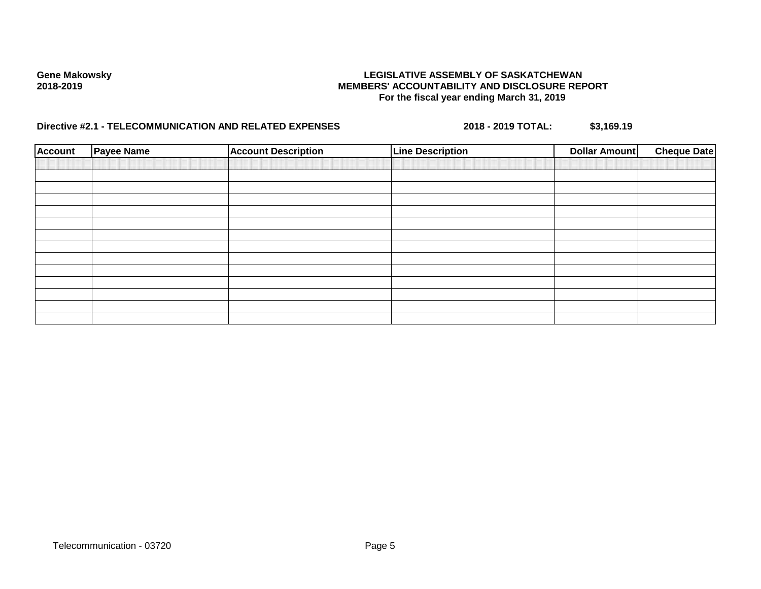**Gene Makowsky**
**2018-2019**

**LEGISLATIVE ASSEMBLY OF SASKATCHEWAN**
**MEMBERS' ACCOUNTABILITY AND DISCLOSURE REPORT**
**For the fiscal year ending March 31, 2019**

**Directive #2.1 - TELECOMMUNICATION AND RELATED EXPENSES** **2018 - 2019 TOTAL:** **$3,169.19**

| Account | Payee Name | Account Description | Line Description | Dollar Amount | Cheque Date |
|---|---|---|---|---|---|
| | | | | | |
| | | | | | |
| | | | | | |
| | | | | | |
| | | | | | |
| | | | | | |
| | | | | | |
| | | | | | |
| | | | | | |
| | | | | | |
| | | | | | |
| | | | | | |
| | | | | | |
| | | | | | |

Telecommunication - 03720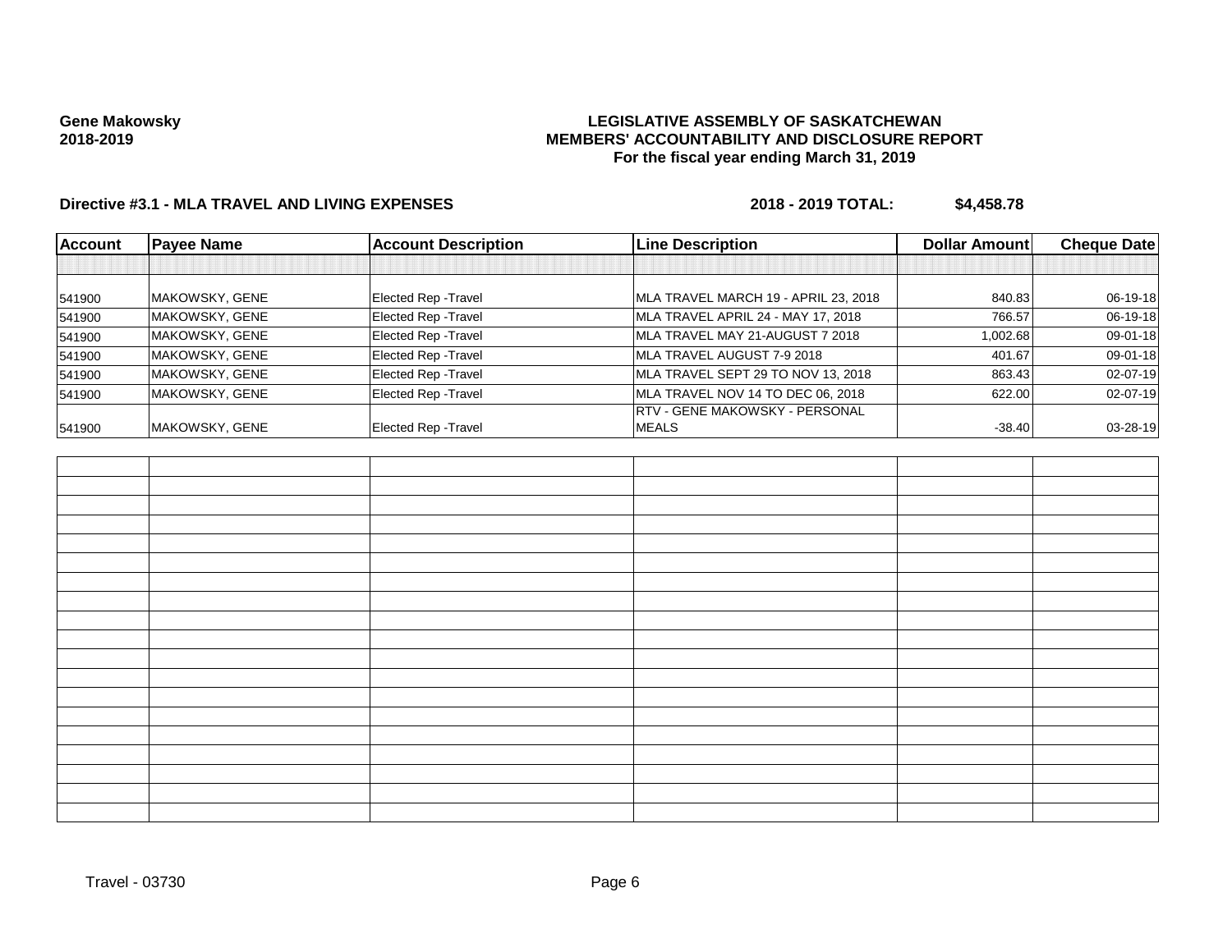**Gene Makowsky**
**2018-2019**

# LEGISLATIVE ASSEMBLY OF SASKATCHEWAN
## MEMBERS' ACCOUNTABILITY AND DISCLOSURE REPORT
### For the fiscal year ending March 31, 2019

**Directive #3.1 - MLA TRAVEL AND LIVING EXPENSES** **2018 - 2019 TOTAL: $4,458.78**

| Account | Payee Name | Account Description | Line Description | Dollar Amount | Cheque Date |
|---|---|---|---|---|---|
| 541900 | MAKOWSKY, GENE | Elected Rep -Travel | MLA TRAVEL MARCH 19 - APRIL 23, 2018 | 840.83 | 06-19-18 |
| 541900 | MAKOWSKY, GENE | Elected Rep -Travel | MLA TRAVEL APRIL 24 - MAY 17, 2018 | 766.57 | 06-19-18 |
| 541900 | MAKOWSKY, GENE | Elected Rep -Travel | MLA TRAVEL MAY 21-AUGUST 7 2018 | 1,002.68 | 09-01-18 |
| 541900 | MAKOWSKY, GENE | Elected Rep -Travel | MLA TRAVEL AUGUST 7-9 2018 | 401.67 | 09-01-18 |
| 541900 | MAKOWSKY, GENE | Elected Rep -Travel | MLA TRAVEL SEPT 29 TO NOV 13, 2018 | 863.43 | 02-07-19 |
| 541900 | MAKOWSKY, GENE | Elected Rep -Travel | MLA TRAVEL NOV 14 TO DEC 06, 2018 | 622.00 | 02-07-19 |
| 541900 | MAKOWSKY, GENE | Elected Rep -Travel | RTV - GENE MAKOWSKY - PERSONAL MEALS | -38.40 | 03-28-19 |

Travel - 03730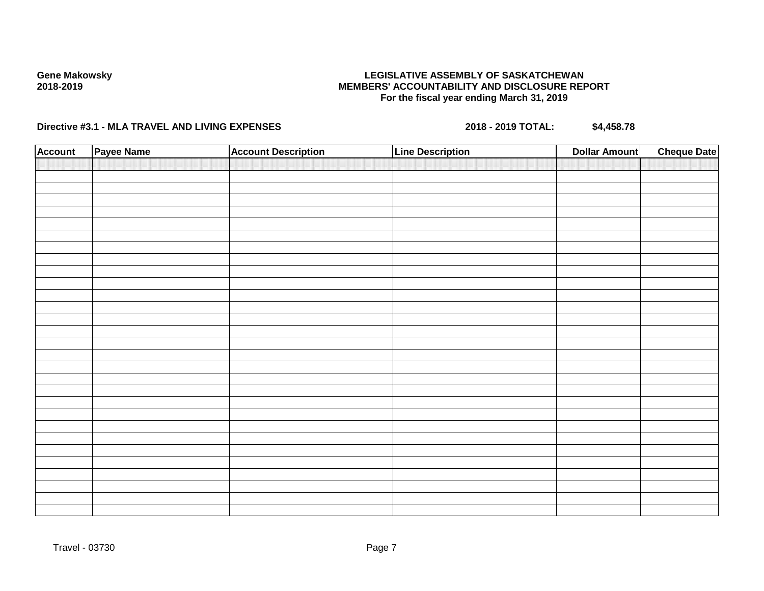Gene Makowsky
2018-2019

**LEGISLATIVE ASSEMBLY OF SASKATCHEWAN**
**MEMBERS' ACCOUNTABILITY AND DISCLOSURE REPORT**
**For the fiscal year ending March 31, 2019**

**Directive #3.1 - MLA TRAVEL AND LIVING EXPENSES** **2018 - 2019 TOTAL:** **$4,458.78**

| Account | Payee Name | Account Description | Line Description | Dollar Amount | Cheque Date |
|---|---|---|---|---|---|
| | | | | | |

Travel - 03730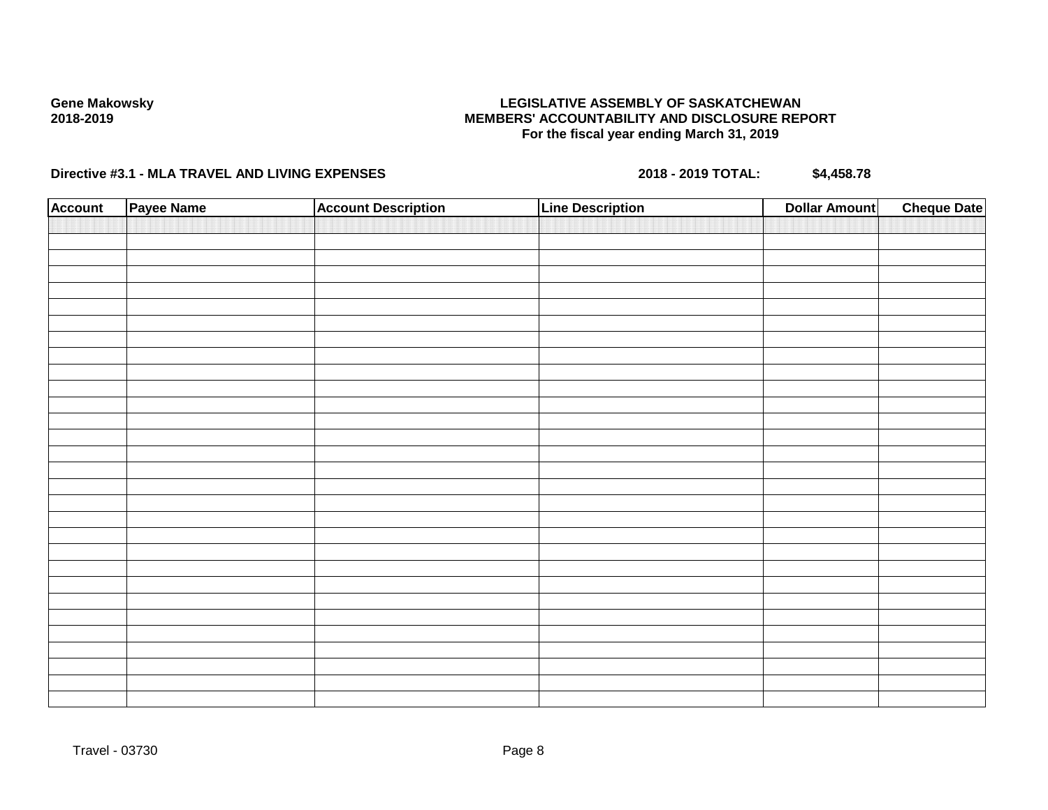**Gene Makowsky**
**2018-2019**

**LEGISLATIVE ASSEMBLY OF SASKATCHEWAN**
**MEMBERS' ACCOUNTABILITY AND DISCLOSURE REPORT**
**For the fiscal year ending March 31, 2019**

**Directive #3.1 - MLA TRAVEL AND LIVING EXPENSES** **2018 - 2019 TOTAL: $4,458.78**

| Account | Payee Name | Account Description | Line Description | Dollar Amount | Cheque Date |
|---|---|---|---|---|---|
| | | | | | |

Travel - 03730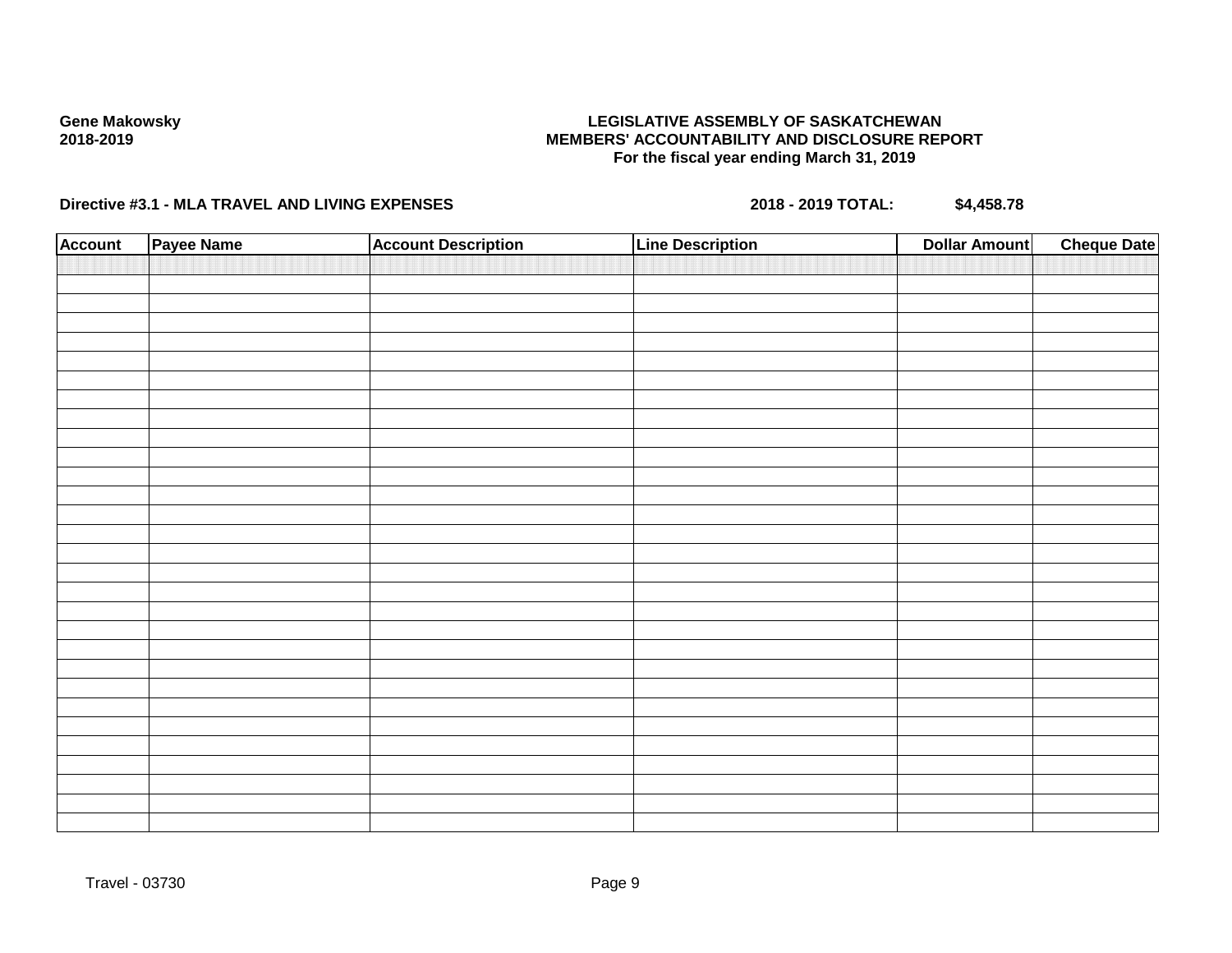Gene Makowsky
2018-2019

**LEGISLATIVE ASSEMBLY OF SASKATCHEWAN**
**MEMBERS' ACCOUNTABILITY AND DISCLOSURE REPORT**
**For the fiscal year ending March 31, 2019**

**Directive #3.1 - MLA TRAVEL AND LIVING EXPENSES** **2018 - 2019 TOTAL: $4,458.78**

| Account | Payee Name | Account Description | Line Description | Dollar Amount | Cheque Date |
|---|---|---|---|---|---|
| | | | | | |

Travel - 03730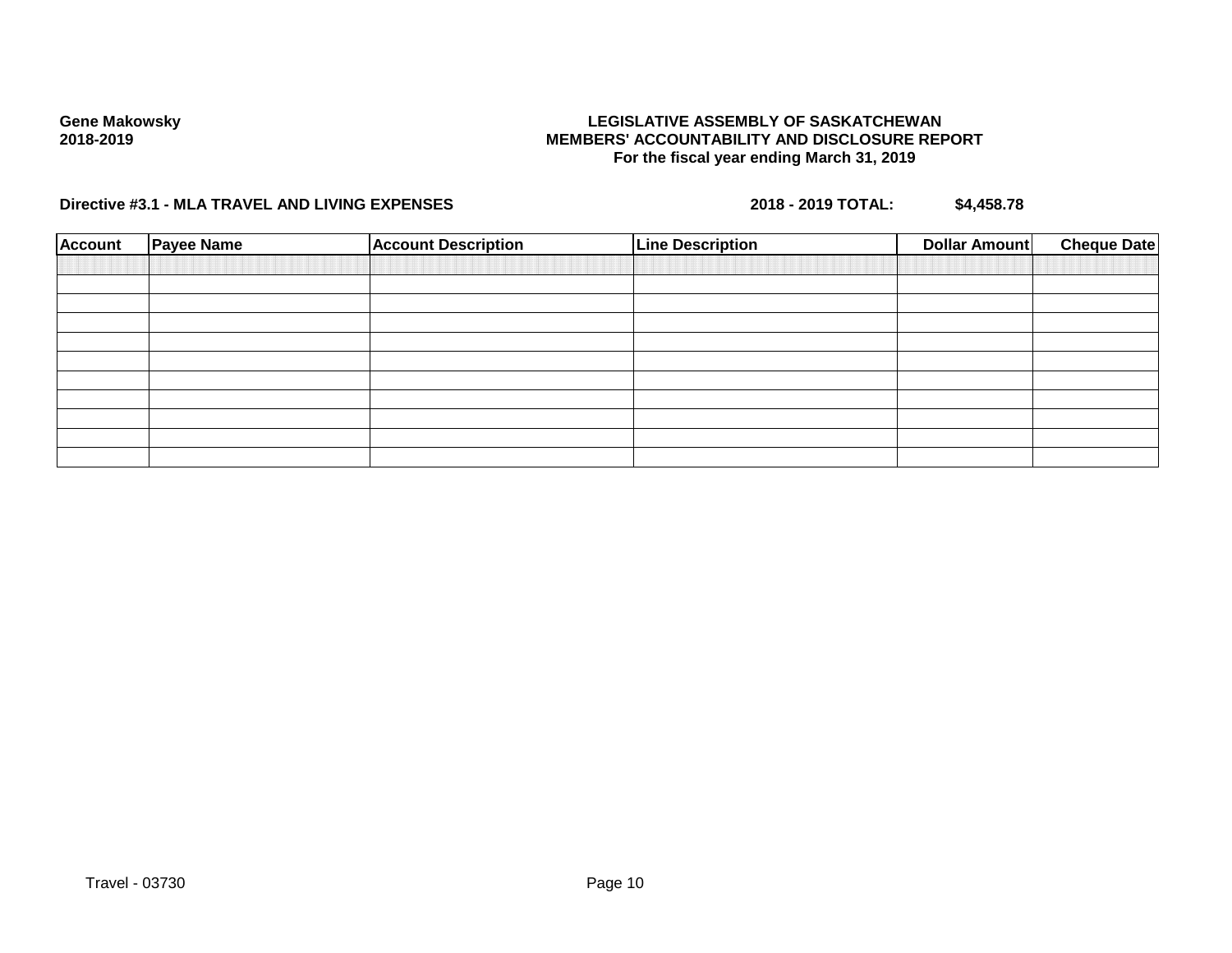**Gene Makowsky**
**2018-2019**

**LEGISLATIVE ASSEMBLY OF SASKATCHEWAN**
**MEMBERS' ACCOUNTABILITY AND DISCLOSURE REPORT**
**For the fiscal year ending March 31, 2019**

**Directive #3.1 - MLA TRAVEL AND LIVING EXPENSES** **2018 - 2019 TOTAL: $4,458.78**

| Account | Payee Name | Account Description | Line Description | Dollar Amount | Cheque Date |
|---|---|---|---|---|---|
| | | | | | |
| | | | | | |
| | | | | | |
| | | | | | |
| | | | | | |
| | | | | | |
| | | | | | |
| | | | | | |
| | | | | | |
| | | | | | |

Travel - 03730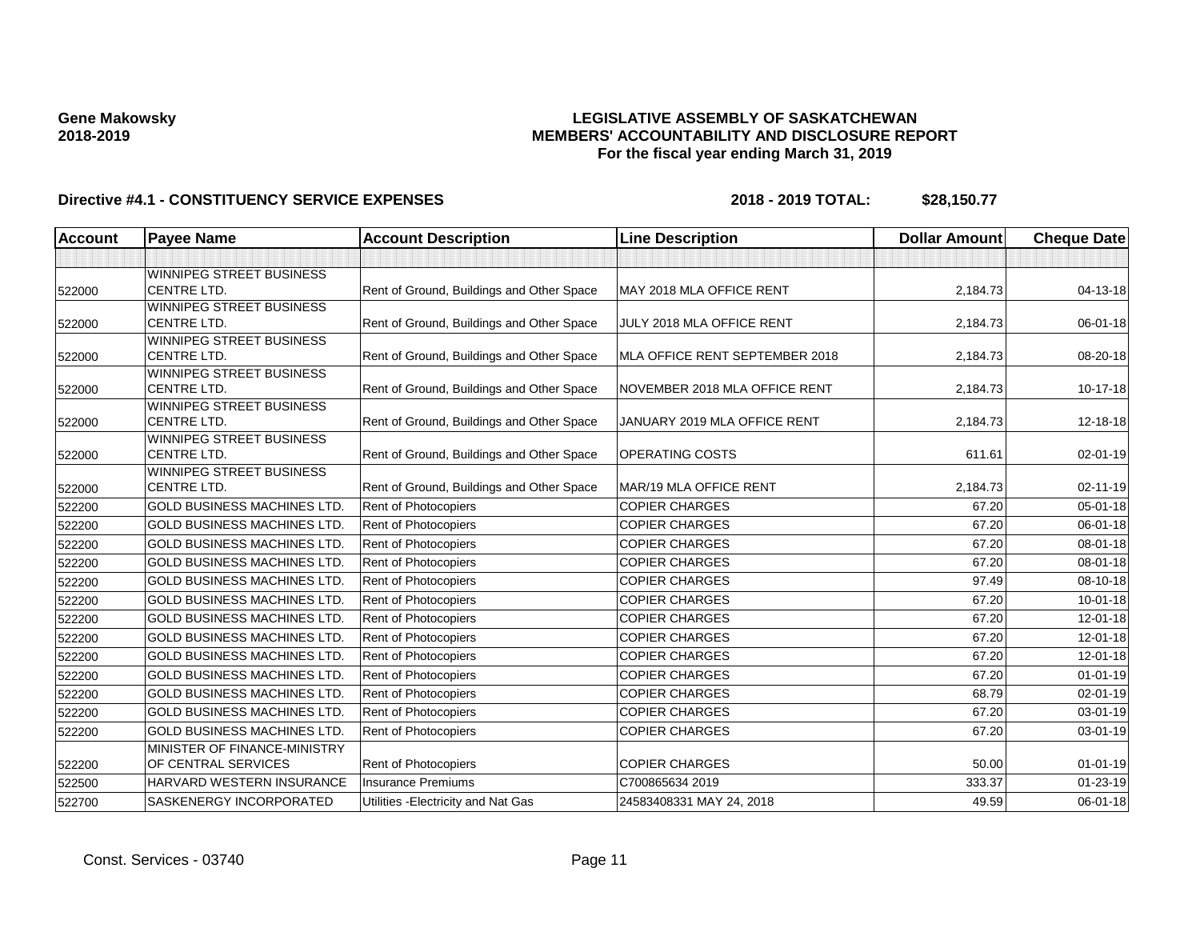**Gene Makowsky**
**2018-2019**

# LEGISLATIVE ASSEMBLY OF SASKATCHEWAN
## MEMBERS' ACCOUNTABILITY AND DISCLOSURE REPORT
### For the fiscal year ending March 31, 2019

**Directive #4.1 - CONSTITUENCY SERVICE EXPENSES** **2018 - 2019 TOTAL: $28,150.77**

| Account | Payee Name | Account Description | Line Description | Dollar Amount | Cheque Date |
|---|---|---|---|---|---|
| | | | | | |
| 522000 | WINNIPEG STREET BUSINESS CENTRE LTD. | Rent of Ground, Buildings and Other Space | MAY 2018 MLA OFFICE RENT | 2,184.73 | 04-13-18 |
| 522000 | WINNIPEG STREET BUSINESS CENTRE LTD. | Rent of Ground, Buildings and Other Space | JULY 2018 MLA OFFICE RENT | 2,184.73 | 06-01-18 |
| 522000 | WINNIPEG STREET BUSINESS CENTRE LTD. | Rent of Ground, Buildings and Other Space | MLA OFFICE RENT SEPTEMBER 2018 | 2,184.73 | 08-20-18 |
| 522000 | WINNIPEG STREET BUSINESS CENTRE LTD. | Rent of Ground, Buildings and Other Space | NOVEMBER 2018 MLA OFFICE RENT | 2,184.73 | 10-17-18 |
| 522000 | WINNIPEG STREET BUSINESS CENTRE LTD. | Rent of Ground, Buildings and Other Space | JANUARY 2019 MLA OFFICE RENT | 2,184.73 | 12-18-18 |
| 522000 | WINNIPEG STREET BUSINESS CENTRE LTD. | Rent of Ground, Buildings and Other Space | OPERATING COSTS | 611.61 | 02-01-19 |
| 522000 | WINNIPEG STREET BUSINESS CENTRE LTD. | Rent of Ground, Buildings and Other Space | MAR/19 MLA OFFICE RENT | 2,184.73 | 02-11-19 |
| 522200 | GOLD BUSINESS MACHINES LTD. | Rent of Photocopiers | COPIER CHARGES | 67.20 | 05-01-18 |
| 522200 | GOLD BUSINESS MACHINES LTD. | Rent of Photocopiers | COPIER CHARGES | 67.20 | 06-01-18 |
| 522200 | GOLD BUSINESS MACHINES LTD. | Rent of Photocopiers | COPIER CHARGES | 67.20 | 08-01-18 |
| 522200 | GOLD BUSINESS MACHINES LTD. | Rent of Photocopiers | COPIER CHARGES | 67.20 | 08-01-18 |
| 522200 | GOLD BUSINESS MACHINES LTD. | Rent of Photocopiers | COPIER CHARGES | 97.49 | 08-10-18 |
| 522200 | GOLD BUSINESS MACHINES LTD. | Rent of Photocopiers | COPIER CHARGES | 67.20 | 10-01-18 |
| 522200 | GOLD BUSINESS MACHINES LTD. | Rent of Photocopiers | COPIER CHARGES | 67.20 | 12-01-18 |
| 522200 | GOLD BUSINESS MACHINES LTD. | Rent of Photocopiers | COPIER CHARGES | 67.20 | 12-01-18 |
| 522200 | GOLD BUSINESS MACHINES LTD. | Rent of Photocopiers | COPIER CHARGES | 67.20 | 12-01-18 |
| 522200 | GOLD BUSINESS MACHINES LTD. | Rent of Photocopiers | COPIER CHARGES | 67.20 | 01-01-19 |
| 522200 | GOLD BUSINESS MACHINES LTD. | Rent of Photocopiers | COPIER CHARGES | 68.79 | 02-01-19 |
| 522200 | GOLD BUSINESS MACHINES LTD. | Rent of Photocopiers | COPIER CHARGES | 67.20 | 03-01-19 |
| 522200 | GOLD BUSINESS MACHINES LTD. | Rent of Photocopiers | COPIER CHARGES | 67.20 | 03-01-19 |
| 522200 | MINISTER OF FINANCE-MINISTRY OF CENTRAL SERVICES | Rent of Photocopiers | COPIER CHARGES | 50.00 | 01-01-19 |
| 522500 | HARVARD WESTERN INSURANCE | Insurance Premiums | C700865634 2019 | 333.37 | 01-23-19 |
| 522700 | SASKENERGY INCORPORATED | Utilities -Electricity and Nat Gas | 24583408331 MAY 24, 2018 | 49.59 | 06-01-18 |

Const. Services - 03740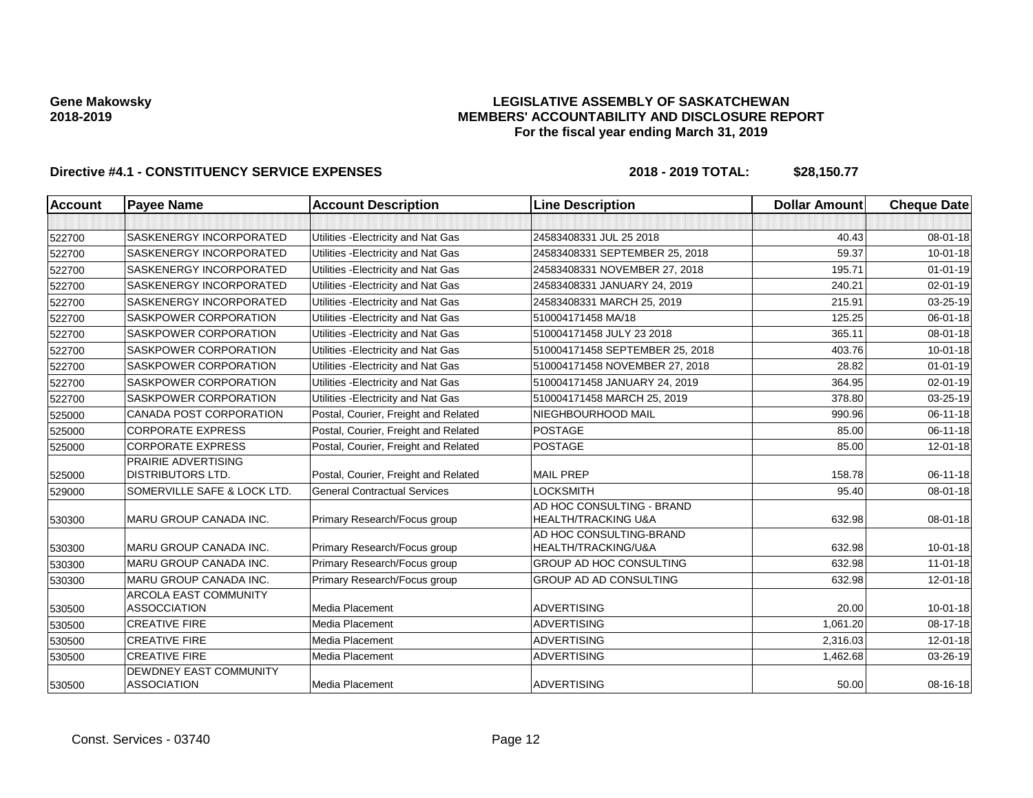**Gene Makowsky**
**2018-2019**

# LEGISLATIVE ASSEMBLY OF SASKATCHEWAN
## MEMBERS' ACCOUNTABILITY AND DISCLOSURE REPORT
### For the fiscal year ending March 31, 2019

**Directive #4.1 - CONSTITUENCY SERVICE EXPENSES** **2018 - 2019 TOTAL: $28,150.77**

| Account | Payee Name | Account Description | Line Description | Dollar Amount | Cheque Date |
|---|---|---|---|---|---|
| | | | | | |
| 522700 | SASKENERGY INCORPORATED | Utilities -Electricity and Nat Gas | 24583408331 JUL 25 2018 | 40.43 | 08-01-18 |
| 522700 | SASKENERGY INCORPORATED | Utilities -Electricity and Nat Gas | 24583408331 SEPTEMBER 25, 2018 | 59.37 | 10-01-18 |
| 522700 | SASKENERGY INCORPORATED | Utilities -Electricity and Nat Gas | 24583408331 NOVEMBER 27, 2018 | 195.71 | 01-01-19 |
| 522700 | SASKENERGY INCORPORATED | Utilities -Electricity and Nat Gas | 24583408331 JANUARY 24, 2019 | 240.21 | 02-01-19 |
| 522700 | SASKENERGY INCORPORATED | Utilities -Electricity and Nat Gas | 24583408331 MARCH 25, 2019 | 215.91 | 03-25-19 |
| 522700 | SASKPOWER CORPORATION | Utilities -Electricity and Nat Gas | 510004171458 MA/18 | 125.25 | 06-01-18 |
| 522700 | SASKPOWER CORPORATION | Utilities -Electricity and Nat Gas | 510004171458 JULY 23 2018 | 365.11 | 08-01-18 |
| 522700 | SASKPOWER CORPORATION | Utilities -Electricity and Nat Gas | 510004171458 SEPTEMBER 25, 2018 | 403.76 | 10-01-18 |
| 522700 | SASKPOWER CORPORATION | Utilities -Electricity and Nat Gas | 510004171458 NOVEMBER 27, 2018 | 28.82 | 01-01-19 |
| 522700 | SASKPOWER CORPORATION | Utilities -Electricity and Nat Gas | 510004171458 JANUARY 24, 2019 | 364.95 | 02-01-19 |
| 522700 | SASKPOWER CORPORATION | Utilities -Electricity and Nat Gas | 510004171458 MARCH 25, 2019 | 378.80 | 03-25-19 |
| 525000 | CANADA POST CORPORATION | Postal, Courier, Freight and Related | NIEGHBOURHOOD MAIL | 990.96 | 06-11-18 |
| 525000 | CORPORATE EXPRESS | Postal, Courier, Freight and Related | POSTAGE | 85.00 | 06-11-18 |
| 525000 | CORPORATE EXPRESS | Postal, Courier, Freight and Related | POSTAGE | 85.00 | 12-01-18 |
| 525000 | PRAIRIE ADVERTISING DISTRIBUTORS LTD. | Postal, Courier, Freight and Related | MAIL PREP | 158.78 | 06-11-18 |
| 529000 | SOMERVILLE SAFE & LOCK LTD. | General Contractual Services | LOCKSMITH | 95.40 | 08-01-18 |
| 530300 | MARU GROUP CANADA INC. | Primary Research/Focus group | AD HOC CONSULTING - BRAND HEALTH/TRACKING U&A | 632.98 | 08-01-18 |
| 530300 | MARU GROUP CANADA INC. | Primary Research/Focus group | AD HOC CONSULTING-BRAND HEALTH/TRACKING/U&A | 632.98 | 10-01-18 |
| 530300 | MARU GROUP CANADA INC. | Primary Research/Focus group | GROUP AD HOC CONSULTING | 632.98 | 11-01-18 |
| 530300 | MARU GROUP CANADA INC. | Primary Research/Focus group | GROUP AD AD CONSULTING | 632.98 | 12-01-18 |
| 530500 | ARCOLA EAST COMMUNITY ASSOCCIATION | Media Placement | ADVERTISING | 20.00 | 10-01-18 |
| 530500 | CREATIVE FIRE | Media Placement | ADVERTISING | 1,061.20 | 08-17-18 |
| 530500 | CREATIVE FIRE | Media Placement | ADVERTISING | 2,316.03 | 12-01-18 |
| 530500 | CREATIVE FIRE | Media Placement | ADVERTISING | 1,462.68 | 03-26-19 |
| 530500 | DEWDNEY EAST COMMUNITY ASSOCIATION | Media Placement | ADVERTISING | 50.00 | 08-16-18 |

Const. Services - 03740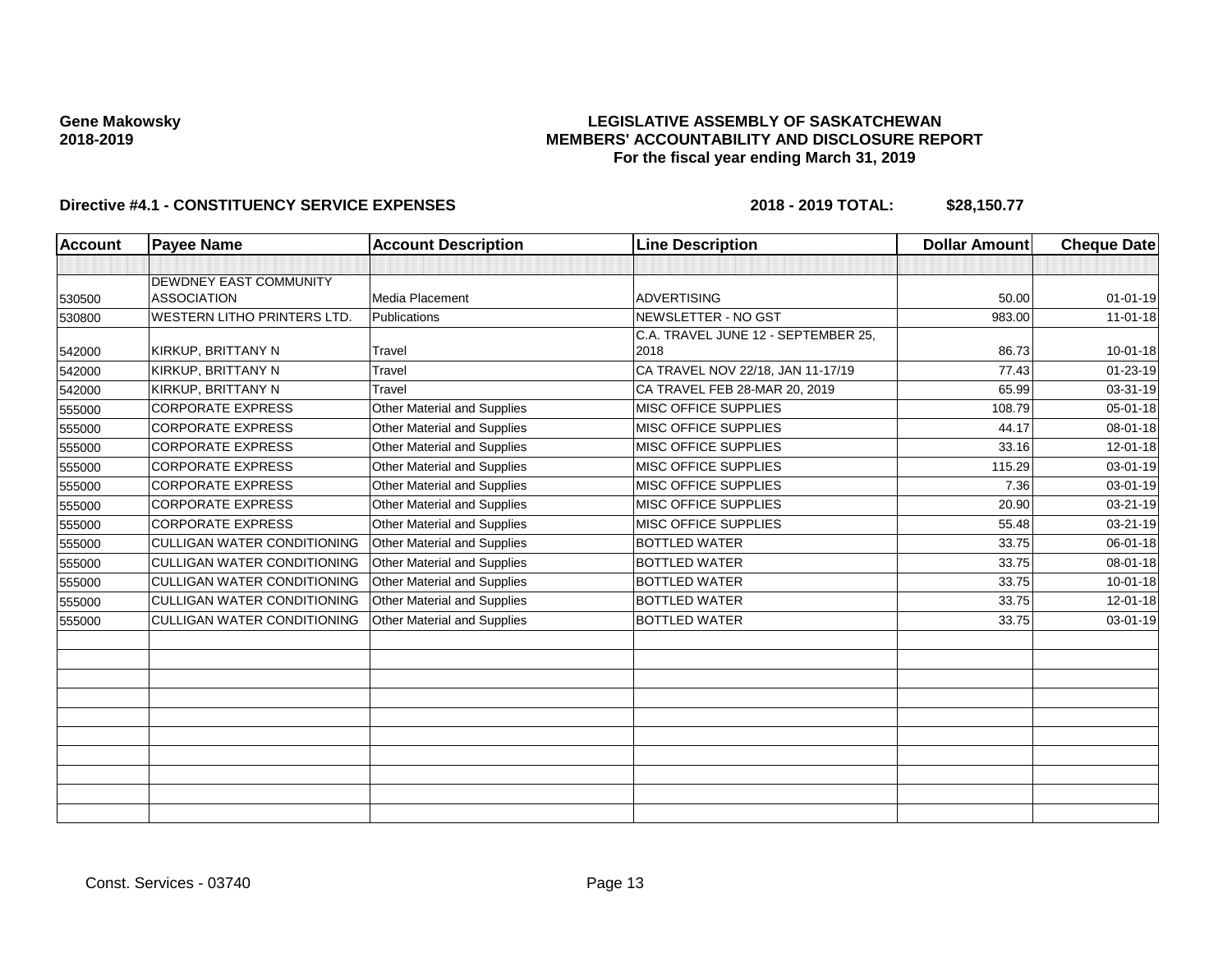**Gene Makowsky**
**2018-2019**

**LEGISLATIVE ASSEMBLY OF SASKATCHEWAN**
**MEMBERS' ACCOUNTABILITY AND DISCLOSURE REPORT**
**For the fiscal year ending March 31, 2019**

**Directive #4.1 - CONSTITUENCY SERVICE EXPENSES** **2018 - 2019 TOTAL: $28,150.77**

| Account | Payee Name | Account Description | Line Description | Dollar Amount | Cheque Date |
|---|---|---|---|---|---|
| | | | | | |
| 530500 | DEWDNEY EAST COMMUNITY ASSOCIATION | Media Placement | ADVERTISING | 50.00 | 01-01-19 |
| 530800 | WESTERN LITHO PRINTERS LTD. | Publications | NEWSLETTER - NO GST | 983.00 | 11-01-18 |
| 542000 | KIRKUP, BRITTANY N | Travel | C.A. TRAVEL JUNE 12 - SEPTEMBER 25, 2018 | 86.73 | 10-01-18 |
| 542000 | KIRKUP, BRITTANY N | Travel | CA TRAVEL NOV 22/18, JAN 11-17/19 | 77.43 | 01-23-19 |
| 542000 | KIRKUP, BRITTANY N | Travel | CA TRAVEL FEB 28-MAR 20, 2019 | 65.99 | 03-31-19 |
| 555000 | CORPORATE EXPRESS | Other Material and Supplies | MISC OFFICE SUPPLIES | 108.79 | 05-01-18 |
| 555000 | CORPORATE EXPRESS | Other Material and Supplies | MISC OFFICE SUPPLIES | 44.17 | 08-01-18 |
| 555000 | CORPORATE EXPRESS | Other Material and Supplies | MISC OFFICE SUPPLIES | 33.16 | 12-01-18 |
| 555000 | CORPORATE EXPRESS | Other Material and Supplies | MISC OFFICE SUPPLIES | 115.29 | 03-01-19 |
| 555000 | CORPORATE EXPRESS | Other Material and Supplies | MISC OFFICE SUPPLIES | 7.36 | 03-01-19 |
| 555000 | CORPORATE EXPRESS | Other Material and Supplies | MISC OFFICE SUPPLIES | 20.90 | 03-21-19 |
| 555000 | CORPORATE EXPRESS | Other Material and Supplies | MISC OFFICE SUPPLIES | 55.48 | 03-21-19 |
| 555000 | CULLIGAN WATER CONDITIONING | Other Material and Supplies | BOTTLED WATER | 33.75 | 06-01-18 |
| 555000 | CULLIGAN WATER CONDITIONING | Other Material and Supplies | BOTTLED WATER | 33.75 | 08-01-18 |
| 555000 | CULLIGAN WATER CONDITIONING | Other Material and Supplies | BOTTLED WATER | 33.75 | 10-01-18 |
| 555000 | CULLIGAN WATER CONDITIONING | Other Material and Supplies | BOTTLED WATER | 33.75 | 12-01-18 |
| 555000 | CULLIGAN WATER CONDITIONING | Other Material and Supplies | BOTTLED WATER | 33.75 | 03-01-19 |

Const. Services - 03740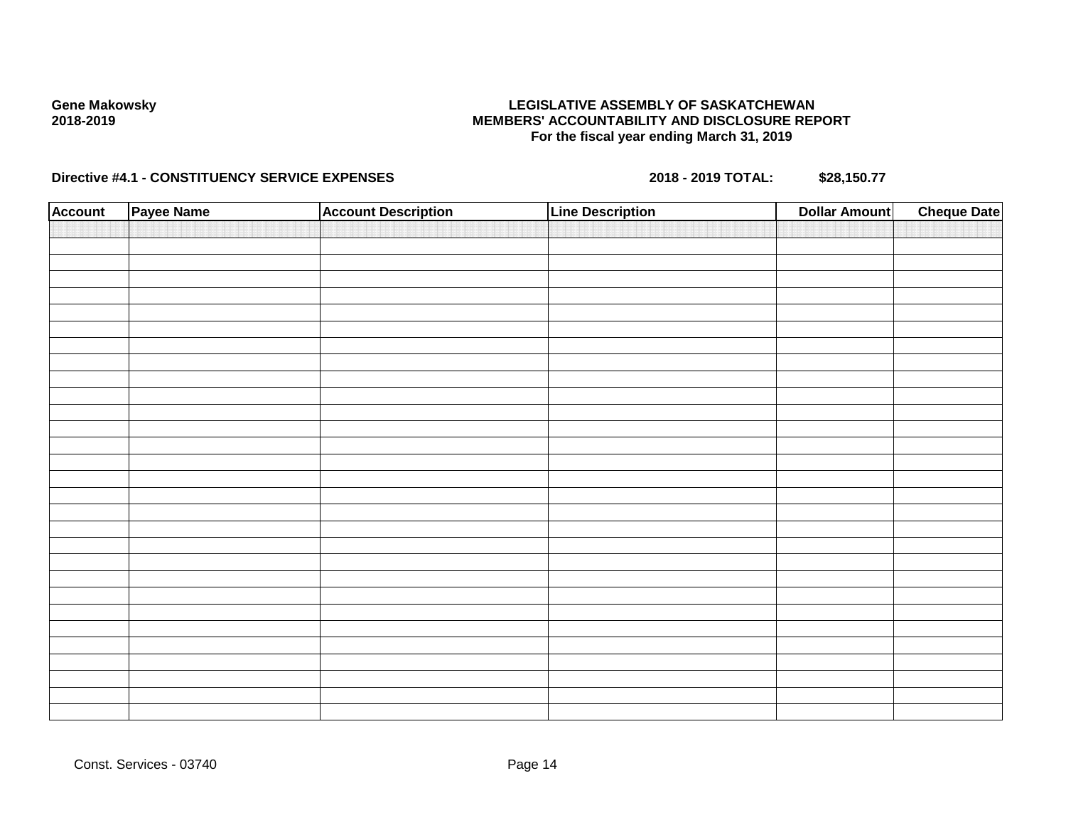**Gene Makowsky**
**2018-2019**

**LEGISLATIVE ASSEMBLY OF SASKATCHEWAN**
**MEMBERS' ACCOUNTABILITY AND DISCLOSURE REPORT**
**For the fiscal year ending March 31, 2019**

**Directive #4.1 - CONSTITUENCY SERVICE EXPENSES** **2018 - 2019 TOTAL: $28,150.77**

| Account | Payee Name | Account Description | Line Description | Dollar Amount | Cheque Date |
|---|---|---|---|---|---|
| | | | | | |

Const. Services - 03740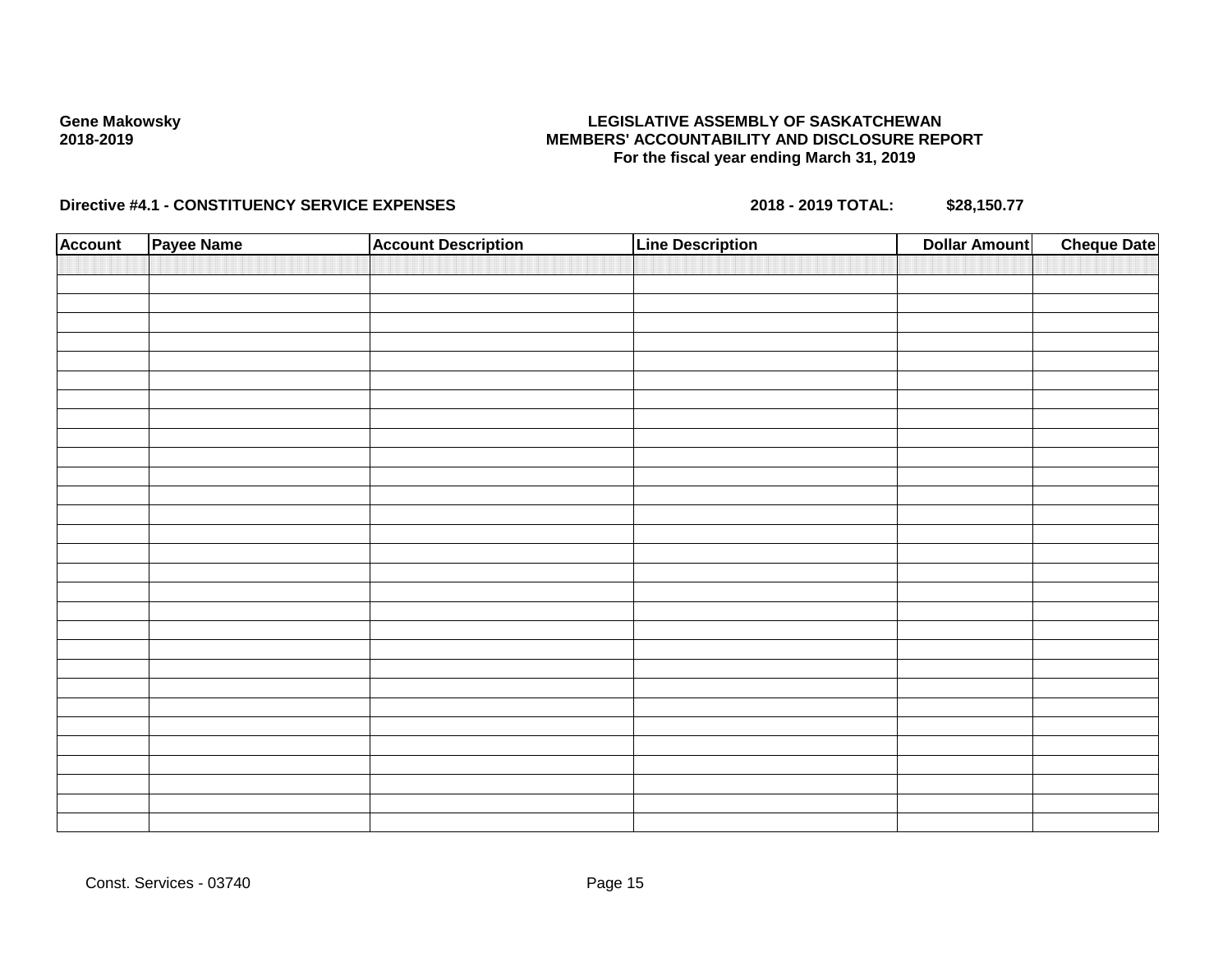**Gene Makowsky**
**2018-2019**

**LEGISLATIVE ASSEMBLY OF SASKATCHEWAN**
**MEMBERS' ACCOUNTABILITY AND DISCLOSURE REPORT**
**For the fiscal year ending March 31, 2019**

**Directive #4.1 - CONSTITUENCY SERVICE EXPENSES** **2018 - 2019 TOTAL: $28,150.77**

| Account | Payee Name | Account Description | Line Description | Dollar Amount | Cheque Date |
|---|---|---|---|---|---|
| | | | | | |

Const. Services - 03740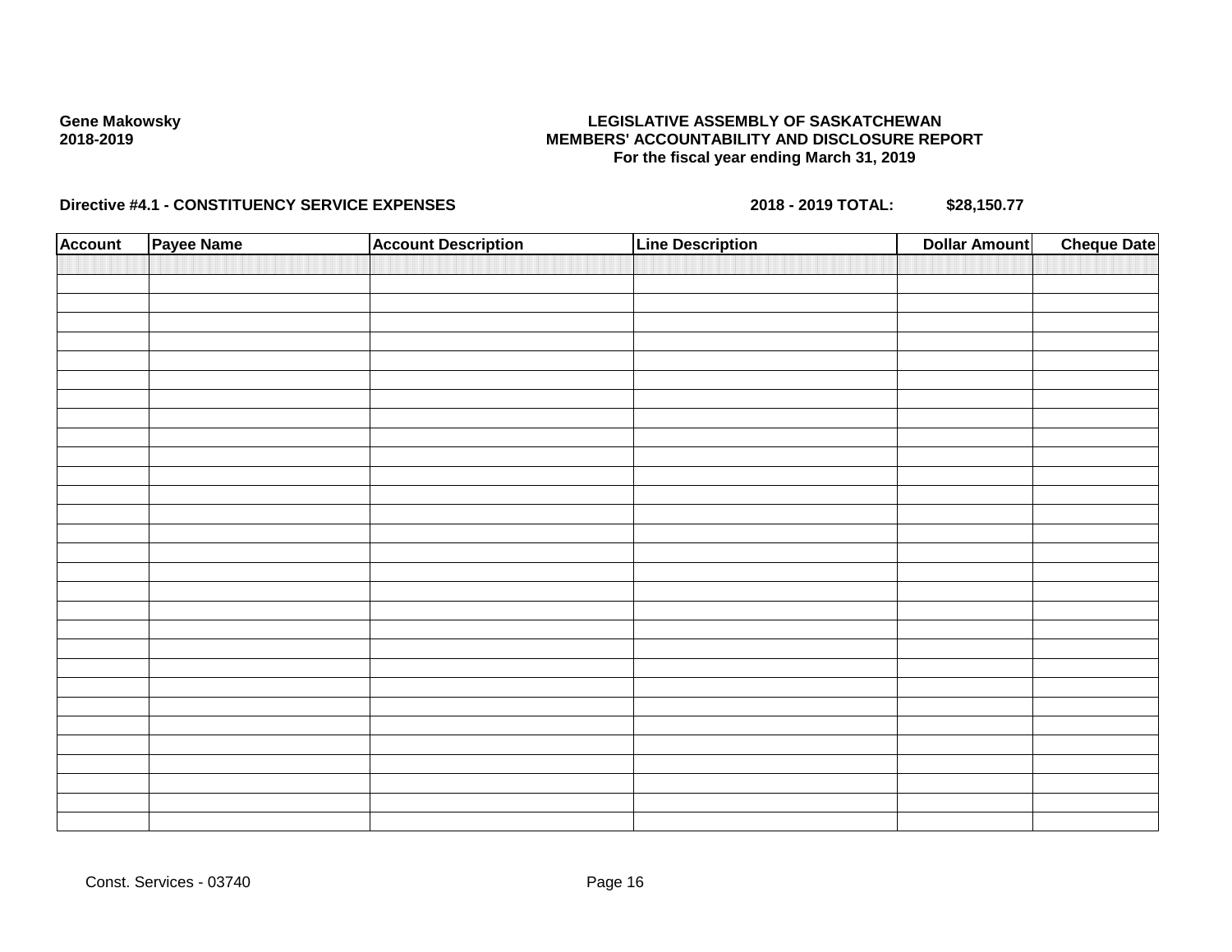**Gene Makowsky**
**2018-2019**

**LEGISLATIVE ASSEMBLY OF SASKATCHEWAN**
**MEMBERS' ACCOUNTABILITY AND DISCLOSURE REPORT**
**For the fiscal year ending March 31, 2019**

**Directive #4.1 - CONSTITUENCY SERVICE EXPENSES** **2018 - 2019 TOTAL: $28,150.77**

| Account | Payee Name | Account Description | Line Description | Dollar Amount | Cheque Date |
|---|---|---|---|---|---|
| | | | | | |

Const. Services - 03740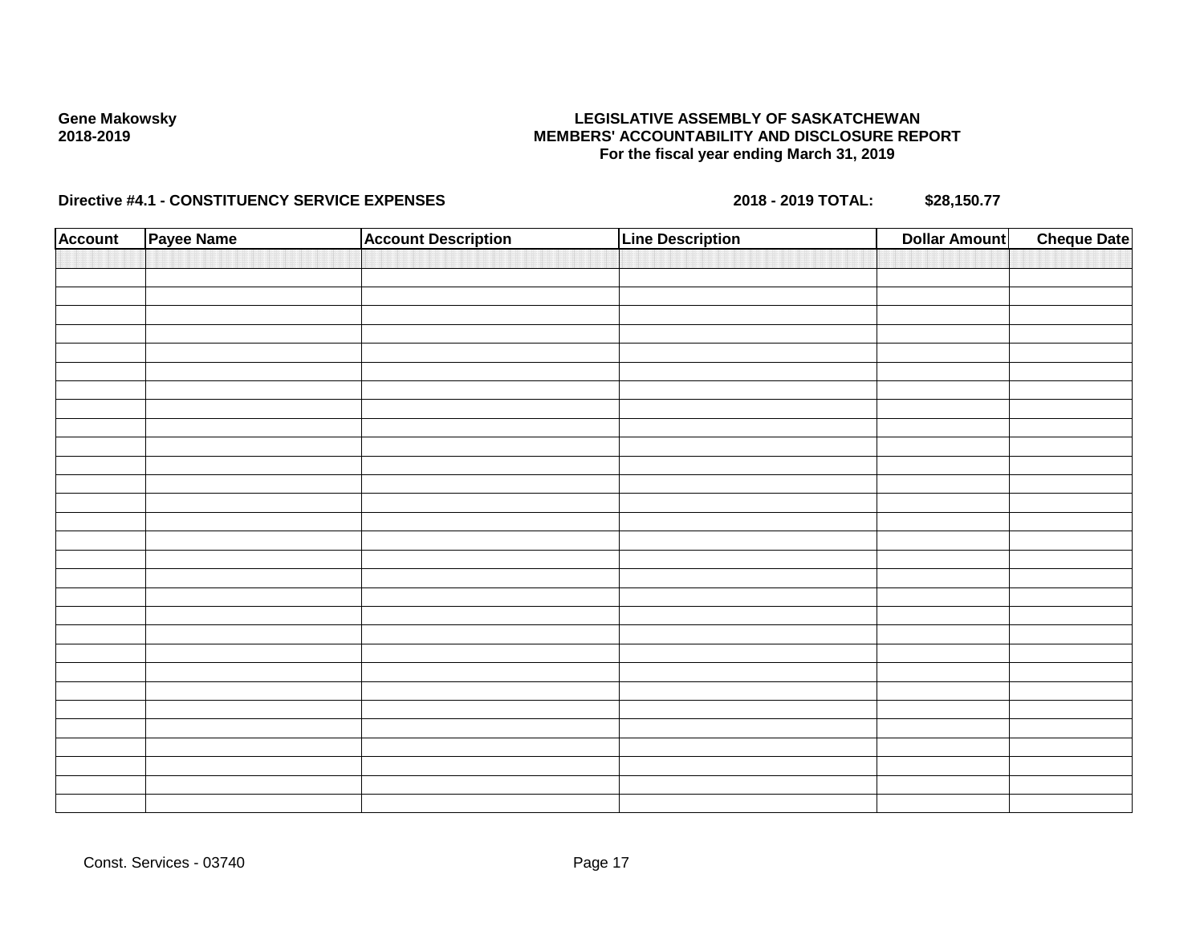**Gene Makowsky**
**2018-2019**

**LEGISLATIVE ASSEMBLY OF SASKATCHEWAN**
**MEMBERS' ACCOUNTABILITY AND DISCLOSURE REPORT**
**For the fiscal year ending March 31, 2019**

**Directive #4.1 - CONSTITUENCY SERVICE EXPENSES** **2018 - 2019 TOTAL: $28,150.77**

| Account | Payee Name | Account Description | Line Description | Dollar Amount | Cheque Date |
|---|---|---|---|---|---|
| | | | | | |

Const. Services - 03740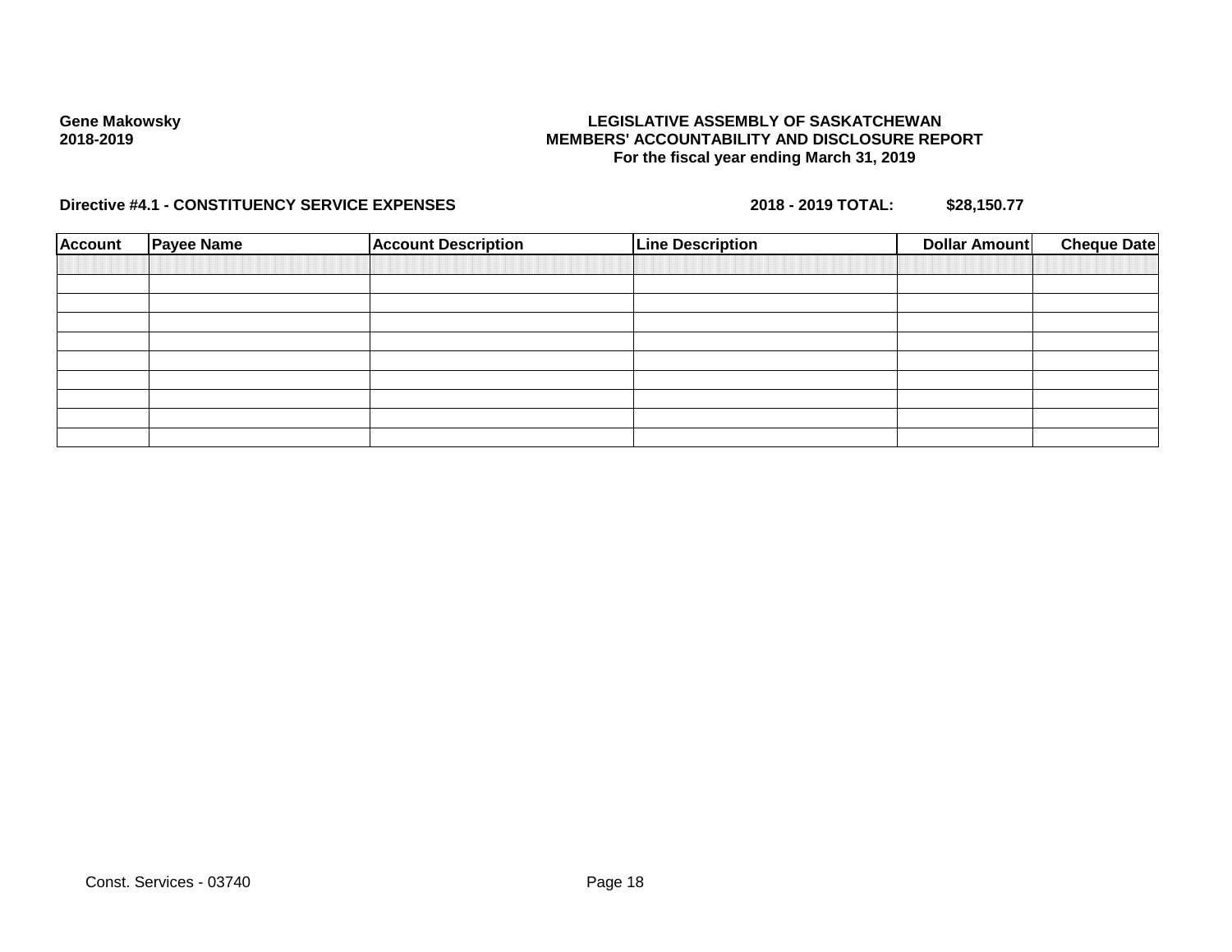**Gene Makowsky**
**2018-2019**

**LEGISLATIVE ASSEMBLY OF SASKATCHEWAN**
**MEMBERS' ACCOUNTABILITY AND DISCLOSURE REPORT**
**For the fiscal year ending March 31, 2019**

**Directive #4.1 - CONSTITUENCY SERVICE EXPENSES** **2018 - 2019 TOTAL:** **$28,150.77**

| Account | Payee Name | Account Description | Line Description | Dollar Amount | Cheque Date |
|---|---|---|---|---|---|
| | | | | | |
| | | | | | |
| | | | | | |
| | | | | | |
| | | | | | |
| | | | | | |
| | | | | | |
| | | | | | |
| | | | | | |
| | | | | | |

Const. Services - 03740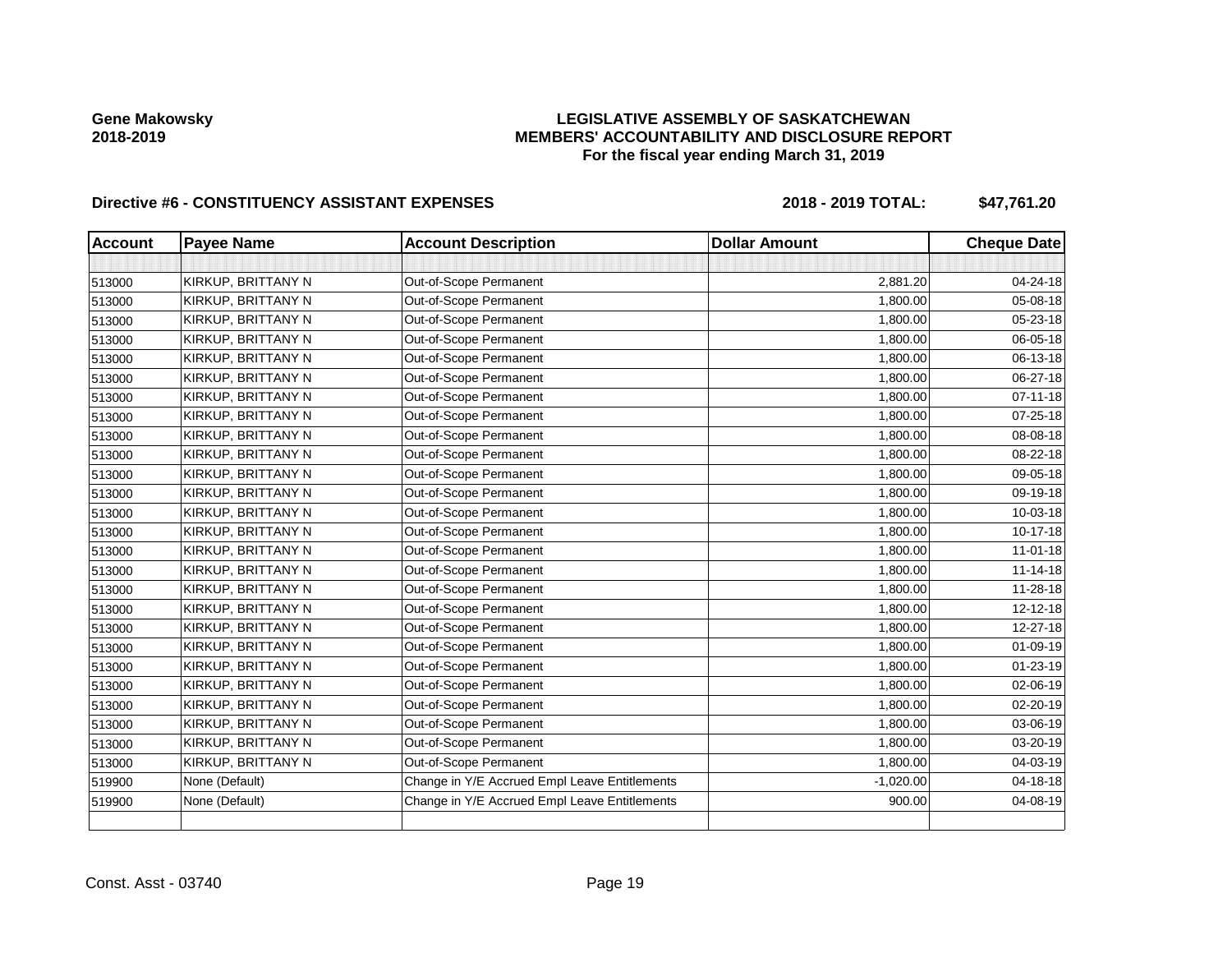Gene Makowsky
2018-2019

**LEGISLATIVE ASSEMBLY OF SASKATCHEWAN**
**MEMBERS' ACCOUNTABILITY AND DISCLOSURE REPORT**
**For the fiscal year ending March 31, 2019**

**Directive #6 - CONSTITUENCY ASSISTANT EXPENSES** **2018 - 2019 TOTAL: $47,761.20**

| Account | Payee Name | Account Description | Dollar Amount | Cheque Date |
|---|---|---|---|---|
| | | | | |
| 513000 | KIRKUP, BRITTANY N | Out-of-Scope Permanent | 2,881.20 | 04-24-18 |
| 513000 | KIRKUP, BRITTANY N | Out-of-Scope Permanent | 1,800.00 | 05-08-18 |
| 513000 | KIRKUP, BRITTANY N | Out-of-Scope Permanent | 1,800.00 | 05-23-18 |
| 513000 | KIRKUP, BRITTANY N | Out-of-Scope Permanent | 1,800.00 | 06-05-18 |
| 513000 | KIRKUP, BRITTANY N | Out-of-Scope Permanent | 1,800.00 | 06-13-18 |
| 513000 | KIRKUP, BRITTANY N | Out-of-Scope Permanent | 1,800.00 | 06-27-18 |
| 513000 | KIRKUP, BRITTANY N | Out-of-Scope Permanent | 1,800.00 | 07-11-18 |
| 513000 | KIRKUP, BRITTANY N | Out-of-Scope Permanent | 1,800.00 | 07-25-18 |
| 513000 | KIRKUP, BRITTANY N | Out-of-Scope Permanent | 1,800.00 | 08-08-18 |
| 513000 | KIRKUP, BRITTANY N | Out-of-Scope Permanent | 1,800.00 | 08-22-18 |
| 513000 | KIRKUP, BRITTANY N | Out-of-Scope Permanent | 1,800.00 | 09-05-18 |
| 513000 | KIRKUP, BRITTANY N | Out-of-Scope Permanent | 1,800.00 | 09-19-18 |
| 513000 | KIRKUP, BRITTANY N | Out-of-Scope Permanent | 1,800.00 | 10-03-18 |
| 513000 | KIRKUP, BRITTANY N | Out-of-Scope Permanent | 1,800.00 | 10-17-18 |
| 513000 | KIRKUP, BRITTANY N | Out-of-Scope Permanent | 1,800.00 | 11-01-18 |
| 513000 | KIRKUP, BRITTANY N | Out-of-Scope Permanent | 1,800.00 | 11-14-18 |
| 513000 | KIRKUP, BRITTANY N | Out-of-Scope Permanent | 1,800.00 | 11-28-18 |
| 513000 | KIRKUP, BRITTANY N | Out-of-Scope Permanent | 1,800.00 | 12-12-18 |
| 513000 | KIRKUP, BRITTANY N | Out-of-Scope Permanent | 1,800.00 | 12-27-18 |
| 513000 | KIRKUP, BRITTANY N | Out-of-Scope Permanent | 1,800.00 | 01-09-19 |
| 513000 | KIRKUP, BRITTANY N | Out-of-Scope Permanent | 1,800.00 | 01-23-19 |
| 513000 | KIRKUP, BRITTANY N | Out-of-Scope Permanent | 1,800.00 | 02-06-19 |
| 513000 | KIRKUP, BRITTANY N | Out-of-Scope Permanent | 1,800.00 | 02-20-19 |
| 513000 | KIRKUP, BRITTANY N | Out-of-Scope Permanent | 1,800.00 | 03-06-19 |
| 513000 | KIRKUP, BRITTANY N | Out-of-Scope Permanent | 1,800.00 | 03-20-19 |
| 513000 | KIRKUP, BRITTANY N | Out-of-Scope Permanent | 1,800.00 | 04-03-19 |
| 519900 | None (Default) | Change in Y/E Accrued Empl Leave Entitlements | -1,020.00 | 04-18-18 |
| 519900 | None (Default) | Change in Y/E Accrued Empl Leave Entitlements | 900.00 | 04-08-19 |
| | | | | |

Const. Asst - 03740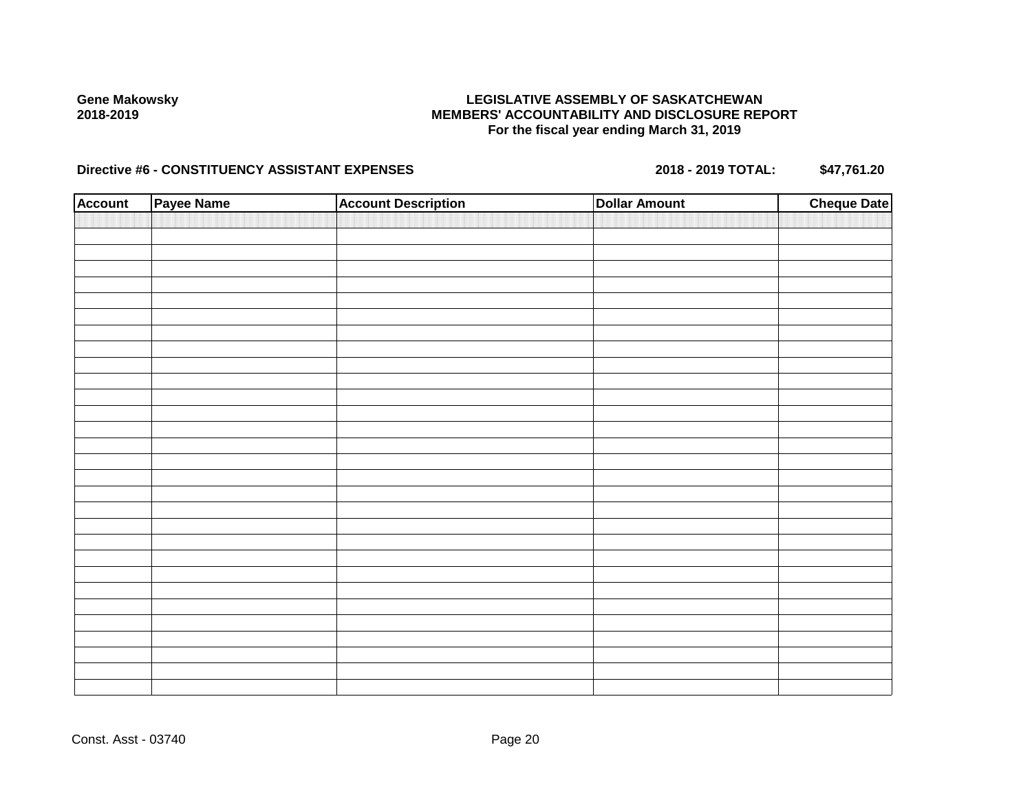Gene Makowsky
2018-2019

**LEGISLATIVE ASSEMBLY OF SASKATCHEWAN**
**MEMBERS' ACCOUNTABILITY AND DISCLOSURE REPORT**
**For the fiscal year ending March 31, 2019**

**Directive #6 - CONSTITUENCY ASSISTANT EXPENSES** **2018 - 2019 TOTAL: $47,761.20**

| Account | Payee Name | Account Description | Dollar Amount | Cheque Date |
|---|---|---|---|---|
| | | | | |

Const. Asst - 03740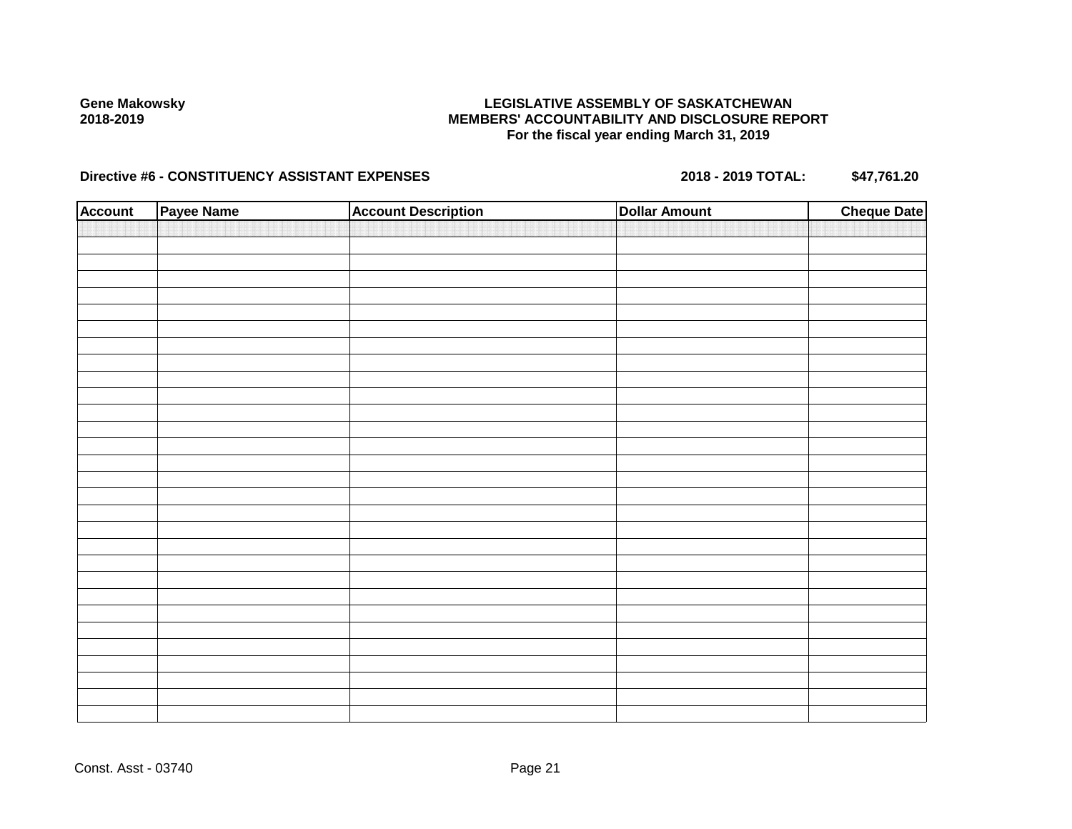Gene Makowsky
2018-2019

# LEGISLATIVE ASSEMBLY OF SASKATCHEWAN
## MEMBERS' ACCOUNTABILITY AND DISCLOSURE REPORT
### For the fiscal year ending March 31, 2019

**Directive #6 - CONSTITUENCY ASSISTANT EXPENSES** **2018 - 2019 TOTAL: $47,761.20**

| Account | Payee Name | Account Description | Dollar Amount | Cheque Date |
|---|---|---|---|---|
| | | | | |

Const. Asst - 03740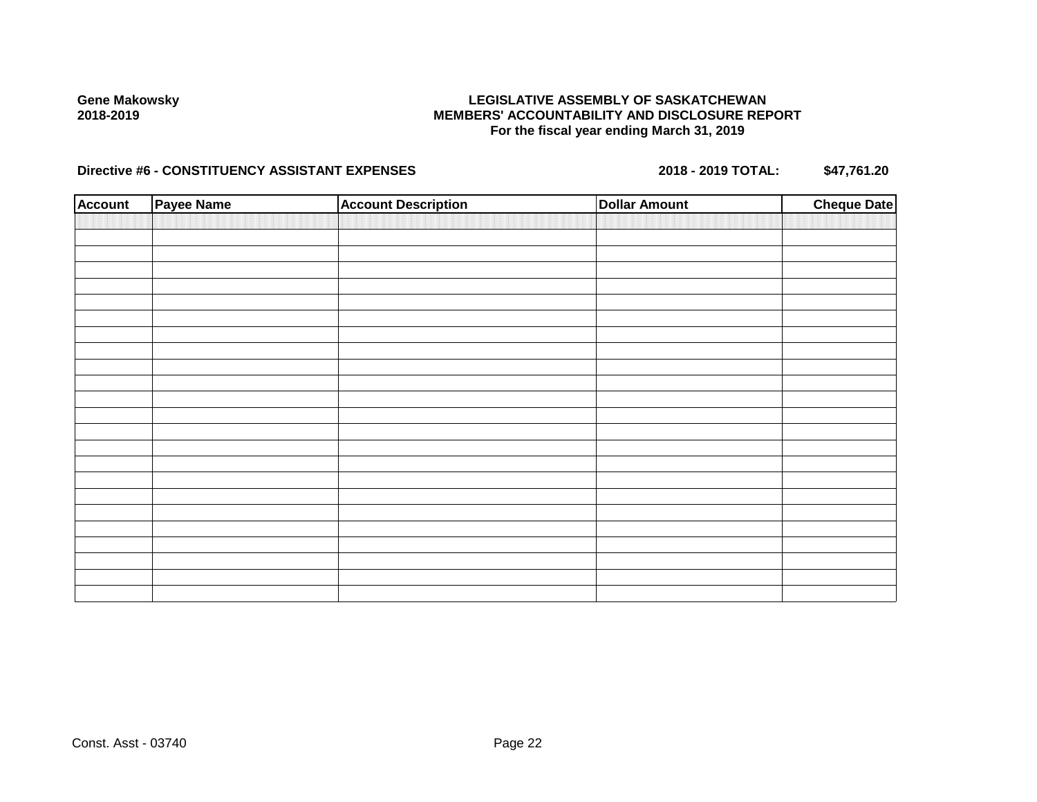**Gene Makowsky**
**2018-2019**

**LEGISLATIVE ASSEMBLY OF SASKATCHEWAN**
**MEMBERS' ACCOUNTABILITY AND DISCLOSURE REPORT**
**For the fiscal year ending March 31, 2019**

**Directive #6 - CONSTITUENCY ASSISTANT EXPENSES** **2018 - 2019 TOTAL: $47,761.20**

| Account | Payee Name | Account Description | Dollar Amount | Cheque Date |
| --- | --- | --- | --- | --- |
| | | | | |

Const. Asst - 03740